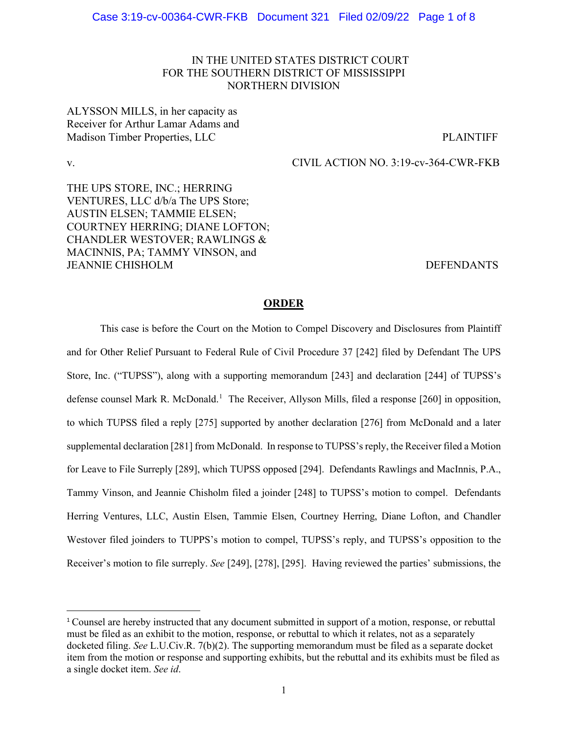IN THE UNITED STATES DISTRICT COURT
FOR THE SOUTHERN DISTRICT OF MISSISSIPPI
NORTHERN DIVISION

ALYSSON MILLS, in her capacity as Receiver for Arthur Lamar Adams and Madison Timber Properties, LLC — PLAINTIFF

v. — CIVIL ACTION NO. 3:19-cv-364-CWR-FKB

THE UPS STORE, INC.; HERRING VENTURES, LLC d/b/a The UPS Store; AUSTIN ELSEN; TAMMIE ELSEN; COURTNEY HERRING; DIANE LOFTON; CHANDLER WESTOVER; RAWLINGS & MACINNIS, PA; TAMMY VINSON, and JEANNIE CHISHOLM — DEFENDANTS

## ORDER

This case is before the Court on the Motion to Compel Discovery and Disclosures from Plaintiff and for Other Relief Pursuant to Federal Rule of Civil Procedure 37 [242] filed by Defendant The UPS Store, Inc. ("TUPSS"), along with a supporting memorandum [243] and declaration [244] of TUPSS's defense counsel Mark R. McDonald.[1] The Receiver, Allyson Mills, filed a response [260] in opposition, to which TUPSS filed a reply [275] supported by another declaration [276] from McDonald and a later supplemental declaration [281] from McDonald. In response to TUPSS's reply, the Receiver filed a Motion for Leave to File Surreply [289], which TUPSS opposed [294]. Defendants Rawlings and MacInnis, P.A., Tammy Vinson, and Jeannie Chisholm filed a joinder [248] to TUPSS's motion to compel. Defendants Herring Ventures, LLC, Austin Elsen, Tammie Elsen, Courtney Herring, Diane Lofton, and Chandler Westover filed joinders to TUPPS's motion to compel, TUPSS's reply, and TUPSS's opposition to the Receiver's motion to file surreply. *See* [249], [278], [295]. Having reviewed the parties' submissions, the

[1] Counsel are hereby instructed that any document submitted in support of a motion, response, or rebuttal must be filed as an exhibit to the motion, response, or rebuttal to which it relates, not as a separately docketed filing. *See* L.U.Civ.R. 7(b)(2). The supporting memorandum must be filed as a separate docket item from the motion or response and supporting exhibits, but the rebuttal and its exhibits must be filed as a single docket item. *See id*.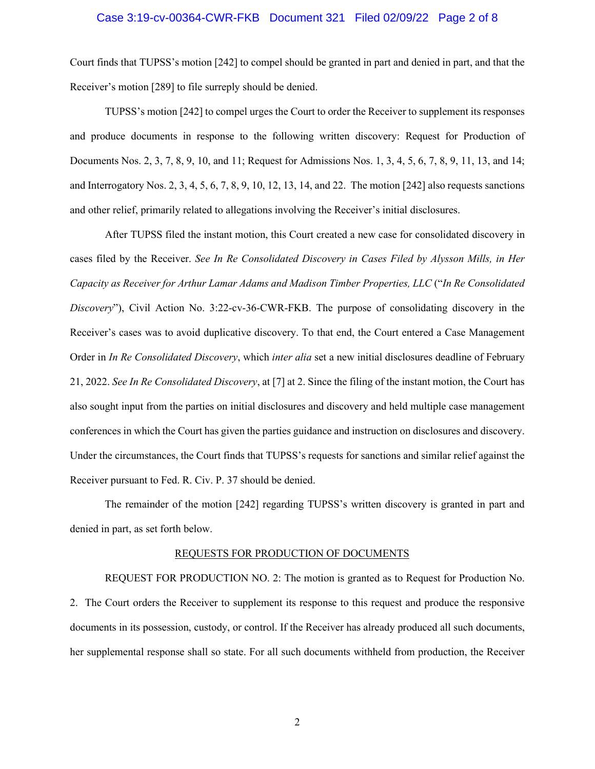Court finds that TUPSS's motion [242] to compel should be granted in part and denied in part, and that the Receiver's motion [289] to file surreply should be denied.

TUPSS's motion [242] to compel urges the Court to order the Receiver to supplement its responses and produce documents in response to the following written discovery: Request for Production of Documents Nos. 2, 3, 7, 8, 9, 10, and 11; Request for Admissions Nos. 1, 3, 4, 5, 6, 7, 8, 9, 11, 13, and 14; and Interrogatory Nos. 2, 3, 4, 5, 6, 7, 8, 9, 10, 12, 13, 14, and 22. The motion [242] also requests sanctions and other relief, primarily related to allegations involving the Receiver's initial disclosures.

After TUPSS filed the instant motion, this Court created a new case for consolidated discovery in cases filed by the Receiver. *See In Re Consolidated Discovery in Cases Filed by Alysson Mills, in Her Capacity as Receiver for Arthur Lamar Adams and Madison Timber Properties, LLC* ("*In Re Consolidated Discovery*"), Civil Action No. 3:22-cv-36-CWR-FKB. The purpose of consolidating discovery in the Receiver's cases was to avoid duplicative discovery. To that end, the Court entered a Case Management Order in *In Re Consolidated Discovery*, which *inter alia* set a new initial disclosures deadline of February 21, 2022. *See In Re Consolidated Discovery*, at [7] at 2. Since the filing of the instant motion, the Court has also sought input from the parties on initial disclosures and discovery and held multiple case management conferences in which the Court has given the parties guidance and instruction on disclosures and discovery. Under the circumstances, the Court finds that TUPSS's requests for sanctions and similar relief against the Receiver pursuant to Fed. R. Civ. P. 37 should be denied.

The remainder of the motion [242] regarding TUPSS's written discovery is granted in part and denied in part, as set forth below.

## REQUESTS FOR PRODUCTION OF DOCUMENTS

REQUEST FOR PRODUCTION NO. 2: The motion is granted as to Request for Production No. 2. The Court orders the Receiver to supplement its response to this request and produce the responsive documents in its possession, custody, or control. If the Receiver has already produced all such documents, her supplemental response shall so state. For all such documents withheld from production, the Receiver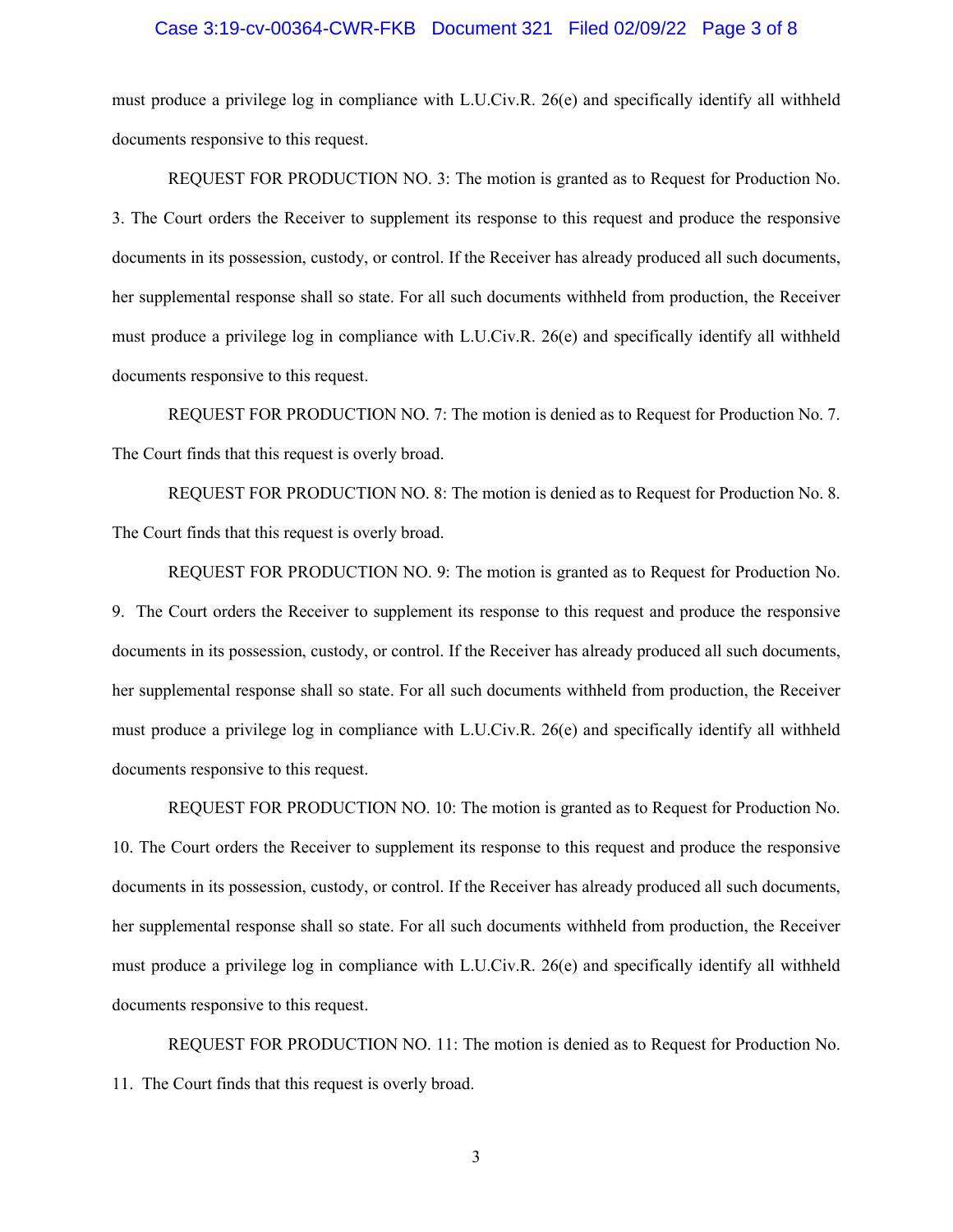must produce a privilege log in compliance with L.U.Civ.R. 26(e) and specifically identify all withheld documents responsive to this request.

REQUEST FOR PRODUCTION NO. 3: The motion is granted as to Request for Production No. 3. The Court orders the Receiver to supplement its response to this request and produce the responsive documents in its possession, custody, or control. If the Receiver has already produced all such documents, her supplemental response shall so state. For all such documents withheld from production, the Receiver must produce a privilege log in compliance with L.U.Civ.R. 26(e) and specifically identify all withheld documents responsive to this request.

REQUEST FOR PRODUCTION NO. 7: The motion is denied as to Request for Production No. 7. The Court finds that this request is overly broad.

REQUEST FOR PRODUCTION NO. 8: The motion is denied as to Request for Production No. 8. The Court finds that this request is overly broad.

REQUEST FOR PRODUCTION NO. 9: The motion is granted as to Request for Production No. 9. The Court orders the Receiver to supplement its response to this request and produce the responsive documents in its possession, custody, or control. If the Receiver has already produced all such documents, her supplemental response shall so state. For all such documents withheld from production, the Receiver must produce a privilege log in compliance with L.U.Civ.R. 26(e) and specifically identify all withheld documents responsive to this request.

REQUEST FOR PRODUCTION NO. 10: The motion is granted as to Request for Production No. 10. The Court orders the Receiver to supplement its response to this request and produce the responsive documents in its possession, custody, or control. If the Receiver has already produced all such documents, her supplemental response shall so state. For all such documents withheld from production, the Receiver must produce a privilege log in compliance with L.U.Civ.R. 26(e) and specifically identify all withheld documents responsive to this request.

REQUEST FOR PRODUCTION NO. 11: The motion is denied as to Request for Production No. 11. The Court finds that this request is overly broad.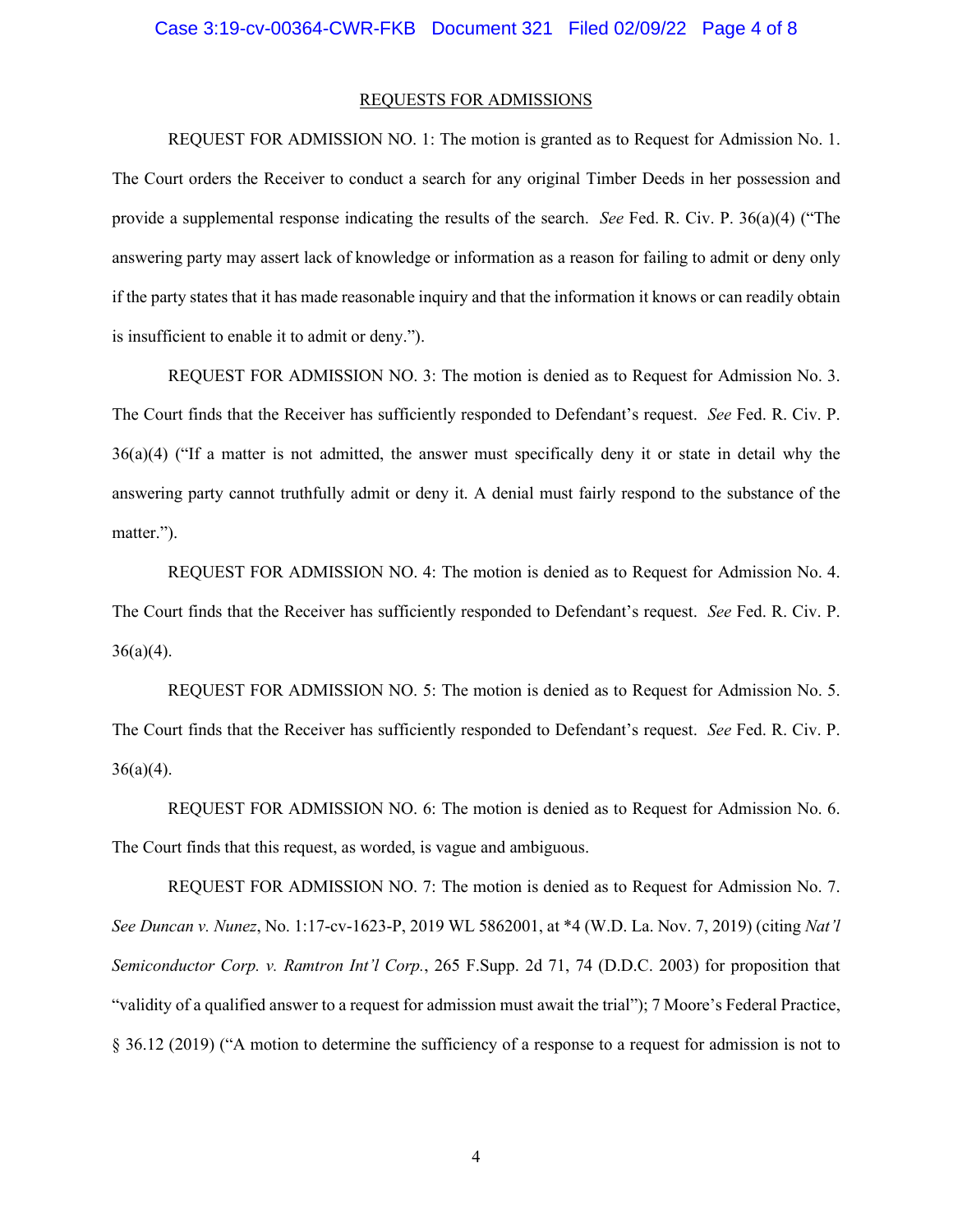REQUESTS FOR ADMISSIONS

REQUEST FOR ADMISSION NO. 1: The motion is granted as to Request for Admission No. 1. The Court orders the Receiver to conduct a search for any original Timber Deeds in her possession and provide a supplemental response indicating the results of the search. *See* Fed. R. Civ. P. 36(a)(4) ("The answering party may assert lack of knowledge or information as a reason for failing to admit or deny only if the party states that it has made reasonable inquiry and that the information it knows or can readily obtain is insufficient to enable it to admit or deny.").

REQUEST FOR ADMISSION NO. 3: The motion is denied as to Request for Admission No. 3. The Court finds that the Receiver has sufficiently responded to Defendant's request. *See* Fed. R. Civ. P. 36(a)(4) ("If a matter is not admitted, the answer must specifically deny it or state in detail why the answering party cannot truthfully admit or deny it. A denial must fairly respond to the substance of the matter.").

REQUEST FOR ADMISSION NO. 4: The motion is denied as to Request for Admission No. 4. The Court finds that the Receiver has sufficiently responded to Defendant's request. *See* Fed. R. Civ. P. 36(a)(4).

REQUEST FOR ADMISSION NO. 5: The motion is denied as to Request for Admission No. 5. The Court finds that the Receiver has sufficiently responded to Defendant's request. *See* Fed. R. Civ. P. 36(a)(4).

REQUEST FOR ADMISSION NO. 6: The motion is denied as to Request for Admission No. 6. The Court finds that this request, as worded, is vague and ambiguous.

REQUEST FOR ADMISSION NO. 7: The motion is denied as to Request for Admission No. 7. *See Duncan v. Nunez*, No. 1:17-cv-1623-P, 2019 WL 5862001, at *4 (W.D. La. Nov. 7, 2019) (citing *Nat'l Semiconductor Corp. v. Ramtron Int'l Corp.*, 265 F.Supp. 2d 71, 74 (D.D.C. 2003) for proposition that "validity of a qualified answer to a request for admission must await the trial"); 7 Moore's Federal Practice, § 36.12 (2019) ("A motion to determine the sufficiency of a response to a request for admission is not to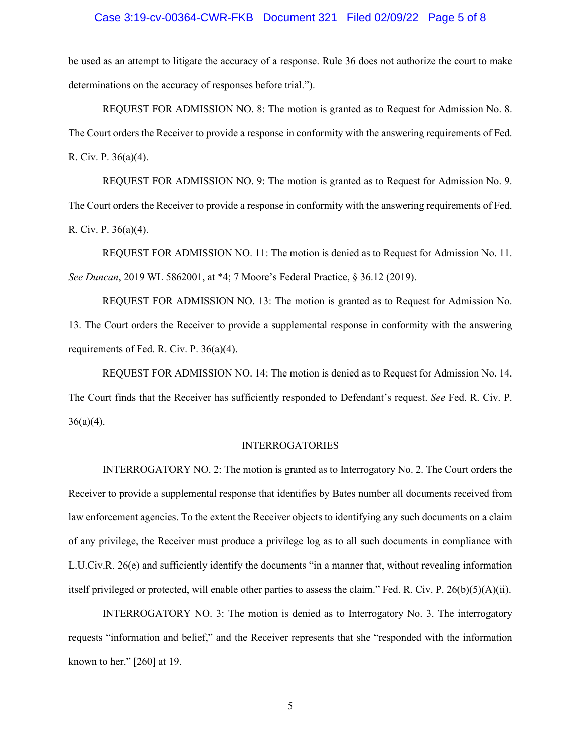be used as an attempt to litigate the accuracy of a response. Rule 36 does not authorize the court to make determinations on the accuracy of responses before trial.").

REQUEST FOR ADMISSION NO. 8: The motion is granted as to Request for Admission No. 8. The Court orders the Receiver to provide a response in conformity with the answering requirements of Fed. R. Civ. P. 36(a)(4).

REQUEST FOR ADMISSION NO. 9: The motion is granted as to Request for Admission No. 9. The Court orders the Receiver to provide a response in conformity with the answering requirements of Fed. R. Civ. P. 36(a)(4).

REQUEST FOR ADMISSION NO. 11: The motion is denied as to Request for Admission No. 11. *See Duncan*, 2019 WL 5862001, at *4; 7 Moore's Federal Practice, § 36.12 (2019).

REQUEST FOR ADMISSION NO. 13: The motion is granted as to Request for Admission No. 13. The Court orders the Receiver to provide a supplemental response in conformity with the answering requirements of Fed. R. Civ. P. 36(a)(4).

REQUEST FOR ADMISSION NO. 14: The motion is denied as to Request for Admission No. 14. The Court finds that the Receiver has sufficiently responded to Defendant's request. *See* Fed. R. Civ. P. 36(a)(4).

<u>INTERROGATORIES</u>

INTERROGATORY NO. 2: The motion is granted as to Interrogatory No. 2. The Court orders the Receiver to provide a supplemental response that identifies by Bates number all documents received from law enforcement agencies. To the extent the Receiver objects to identifying any such documents on a claim of any privilege, the Receiver must produce a privilege log as to all such documents in compliance with L.U.Civ.R. 26(e) and sufficiently identify the documents "in a manner that, without revealing information itself privileged or protected, will enable other parties to assess the claim." Fed. R. Civ. P. 26(b)(5)(A)(ii).

INTERROGATORY NO. 3: The motion is denied as to Interrogatory No. 3. The interrogatory requests "information and belief," and the Receiver represents that she "responded with the information known to her." [260] at 19.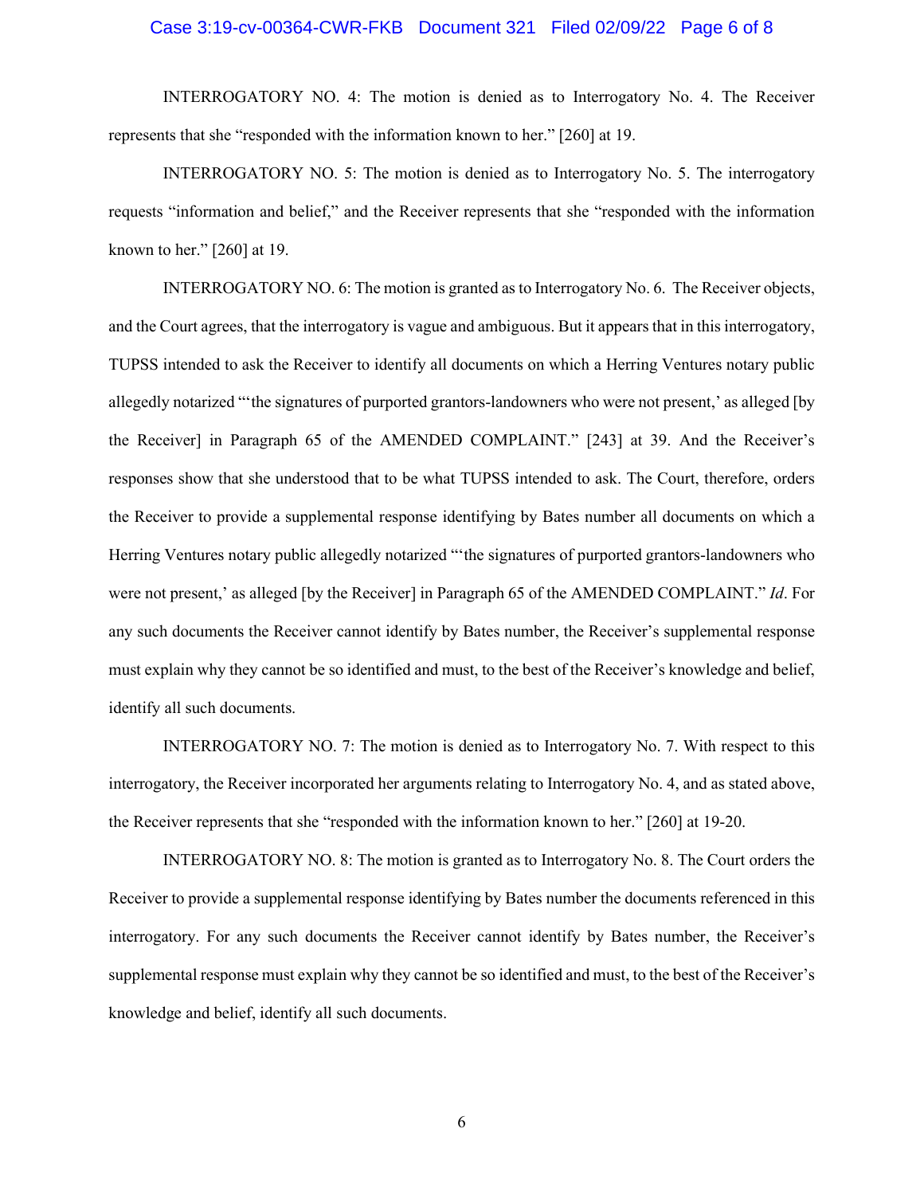INTERROGATORY NO. 4: The motion is denied as to Interrogatory No. 4. The Receiver represents that she "responded with the information known to her." [260] at 19.

INTERROGATORY NO. 5: The motion is denied as to Interrogatory No. 5. The interrogatory requests "information and belief," and the Receiver represents that she "responded with the information known to her." [260] at 19.

INTERROGATORY NO. 6: The motion is granted as to Interrogatory No. 6. The Receiver objects, and the Court agrees, that the interrogatory is vague and ambiguous. But it appears that in this interrogatory, TUPSS intended to ask the Receiver to identify all documents on which a Herring Ventures notary public allegedly notarized "'the signatures of purported grantors-landowners who were not present,' as alleged [by the Receiver] in Paragraph 65 of the AMENDED COMPLAINT." [243] at 39. And the Receiver's responses show that she understood that to be what TUPSS intended to ask. The Court, therefore, orders the Receiver to provide a supplemental response identifying by Bates number all documents on which a Herring Ventures notary public allegedly notarized "'the signatures of purported grantors-landowners who were not present,' as alleged [by the Receiver] in Paragraph 65 of the AMENDED COMPLAINT." *Id*. For any such documents the Receiver cannot identify by Bates number, the Receiver's supplemental response must explain why they cannot be so identified and must, to the best of the Receiver's knowledge and belief, identify all such documents.

INTERROGATORY NO. 7: The motion is denied as to Interrogatory No. 7. With respect to this interrogatory, the Receiver incorporated her arguments relating to Interrogatory No. 4, and as stated above, the Receiver represents that she "responded with the information known to her." [260] at 19-20.

INTERROGATORY NO. 8: The motion is granted as to Interrogatory No. 8. The Court orders the Receiver to provide a supplemental response identifying by Bates number the documents referenced in this interrogatory. For any such documents the Receiver cannot identify by Bates number, the Receiver's supplemental response must explain why they cannot be so identified and must, to the best of the Receiver's knowledge and belief, identify all such documents.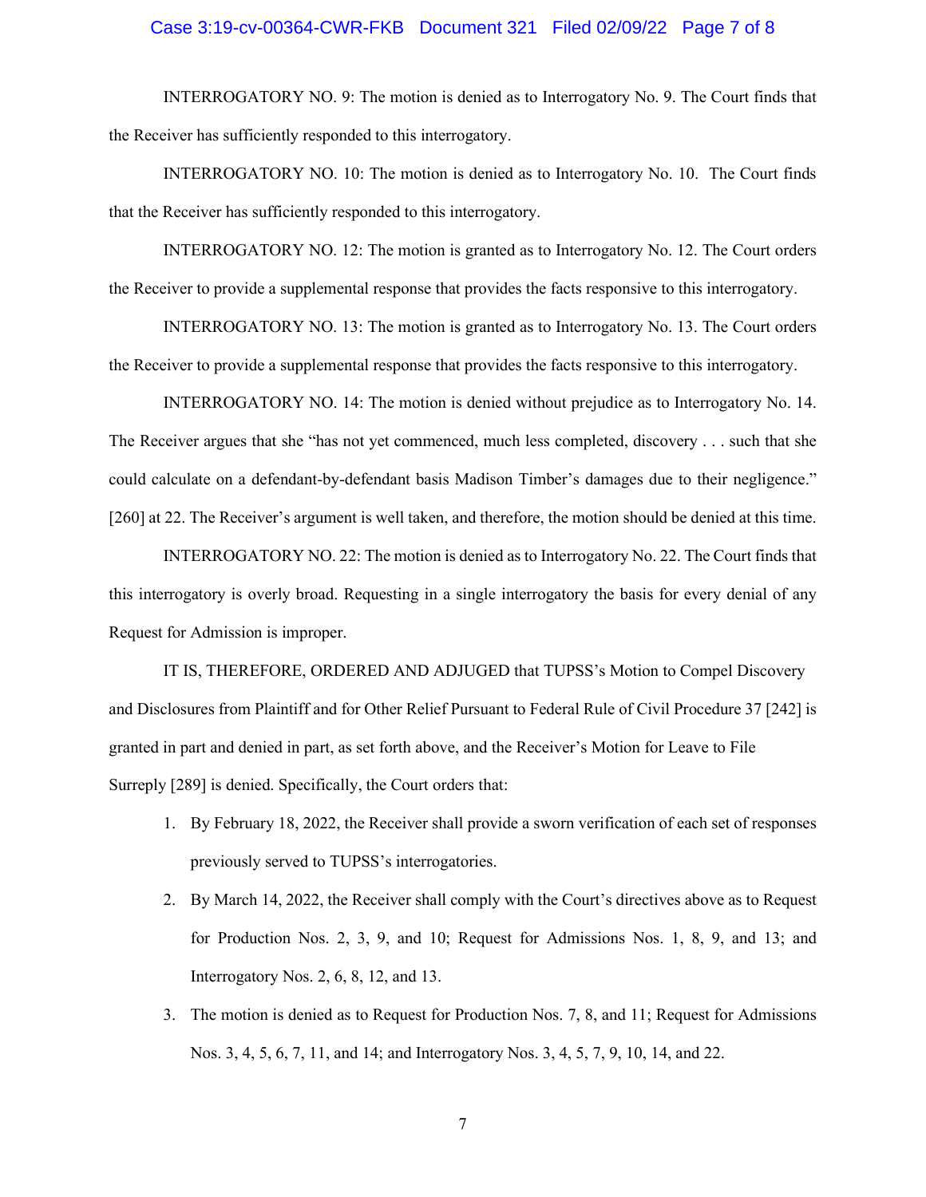INTERROGATORY NO. 9: The motion is denied as to Interrogatory No. 9. The Court finds that the Receiver has sufficiently responded to this interrogatory.

INTERROGATORY NO. 10: The motion is denied as to Interrogatory No. 10. The Court finds that the Receiver has sufficiently responded to this interrogatory.

INTERROGATORY NO. 12: The motion is granted as to Interrogatory No. 12. The Court orders the Receiver to provide a supplemental response that provides the facts responsive to this interrogatory.

INTERROGATORY NO. 13: The motion is granted as to Interrogatory No. 13. The Court orders the Receiver to provide a supplemental response that provides the facts responsive to this interrogatory.

INTERROGATORY NO. 14: The motion is denied without prejudice as to Interrogatory No. 14. The Receiver argues that she "has not yet commenced, much less completed, discovery . . . such that she could calculate on a defendant-by-defendant basis Madison Timber's damages due to their negligence." [260] at 22. The Receiver's argument is well taken, and therefore, the motion should be denied at this time.

INTERROGATORY NO. 22: The motion is denied as to Interrogatory No. 22. The Court finds that this interrogatory is overly broad. Requesting in a single interrogatory the basis for every denial of any Request for Admission is improper.

IT IS, THEREFORE, ORDERED AND ADJUGED that TUPSS's Motion to Compel Discovery and Disclosures from Plaintiff and for Other Relief Pursuant to Federal Rule of Civil Procedure 37 [242] is granted in part and denied in part, as set forth above, and the Receiver's Motion for Leave to File Surreply [289] is denied. Specifically, the Court orders that:

1. By February 18, 2022, the Receiver shall provide a sworn verification of each set of responses previously served to TUPSS's interrogatories.
2. By March 14, 2022, the Receiver shall comply with the Court's directives above as to Request for Production Nos. 2, 3, 9, and 10; Request for Admissions Nos. 1, 8, 9, and 13; and Interrogatory Nos. 2, 6, 8, 12, and 13.
3. The motion is denied as to Request for Production Nos. 7, 8, and 11; Request for Admissions Nos. 3, 4, 5, 6, 7, 11, and 14; and Interrogatory Nos. 3, 4, 5, 7, 9, 10, 14, and 22.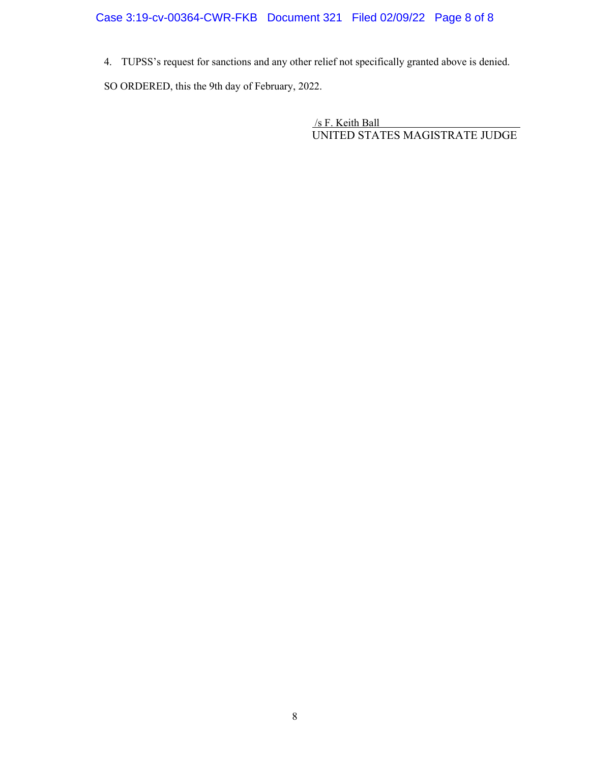4. TUPSS's request for sanctions and any other relief not specifically granted above is denied.

SO ORDERED, this the 9th day of February, 2022.

/s F. Keith Ball
UNITED STATES MAGISTRATE JUDGE